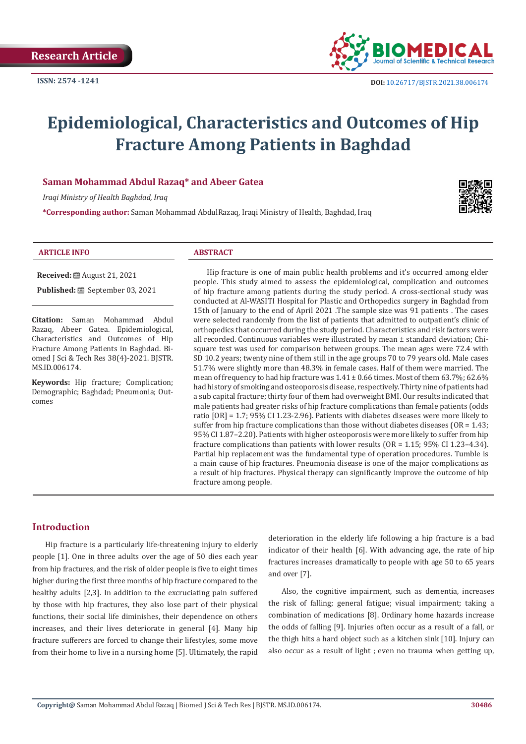Research Article

ISSN: 2574 -1241

DOI: 10.26717/BJSTR.2021.38.006174

# Epidemiological, Characteristics and Outcomes of Hip Fracture Among Patients in Baghdad

**Saman Mohammad Abdul Razaq\* and Abeer Gatea**

*Iraqi Ministry of Health Baghdad, Iraq*

**\*Corresponding author:** Saman Mohammad AbdulRazaq, Iraqi Ministry of Health, Baghdad, Iraq

**ARTICLE INFO**

**Received:** August 21, 2021

**Published:** September 03, 2021

**Citation:** Saman Mohammad Abdul Razaq, Abeer Gatea. Epidemiological, Characteristics and Outcomes of Hip Fracture Among Patients in Baghdad. Biomed J Sci & Tech Res 38(4)-2021. BJSTR. MS.ID.006174.

**Keywords:** Hip fracture; Complication; Demographic; Baghdad; Pneumonia; Outcomes

**ABSTRACT**

Hip fracture is one of main public health problems and it's occurred among elder people. This study aimed to assess the epidemiological, complication and outcomes of hip fracture among patients during the study period. A cross-sectional study was conducted at Al-WASITI Hospital for Plastic and Orthopedics surgery in Baghdad from 15th of January to the end of April 2021 .The sample size was 91 patients . The cases were selected randomly from the list of patients that admitted to outpatient's clinic of orthopedics that occurred during the study period. Characteristics and risk factors were all recorded. Continuous variables were illustrated by mean ± standard deviation; Chi-square test was used for comparison between groups. The mean ages were 72.4 with SD 10.2 years; twenty nine of them still in the age groups 70 to 79 years old. Male cases 51.7% were slightly more than 48.3% in female cases. Half of them were married. The mean of frequency to had hip fracture was 1.41 ± 0.66 times. Most of them 63.7%; 62.6% had history of smoking and osteoporosis disease, respectively. Thirty nine of patients had a sub capital fracture; thirty four of them had overweight BMI. Our results indicated that male patients had greater risks of hip fracture complications than female patients (odds ratio [OR] = 1.7; 95% CI 1.23-2.96). Patients with diabetes diseases were more likely to suffer from hip fracture complications than those without diabetes diseases (OR = 1.43; 95% CI 1.87–2.20). Patients with higher osteoporosis were more likely to suffer from hip fracture complications than patients with lower results (OR = 1.15; 95% CI 1.23–4.34). Partial hip replacement was the fundamental type of operation procedures. Tumble is a main cause of hip fractures. Pneumonia disease is one of the major complications as a result of hip fractures. Physical therapy can significantly improve the outcome of hip fracture among people.

## Introduction

Hip fracture is a particularly life-threatening injury to elderly people [1]. One in three adults over the age of 50 dies each year from hip fractures, and the risk of older people is five to eight times higher during the first three months of hip fracture compared to the healthy adults [2,3]. In addition to the excruciating pain suffered by those with hip fractures, they also lose part of their physical functions, their social life diminishes, their dependence on others increases, and their lives deteriorate in general [4]. Many hip fracture sufferers are forced to change their lifestyles, some move from their home to live in a nursing home [5]. Ultimately, the rapid deterioration in the elderly life following a hip fracture is a bad indicator of their health [6]. With advancing age, the rate of hip fractures increases dramatically to people with age 50 to 65 years and over [7].

Also, the cognitive impairment, such as dementia, increases the risk of falling; general fatigue; visual impairment; taking a combination of medications [8]. Ordinary home hazards increase the odds of falling [9]. Injuries often occur as a result of a fall, or the thigh hits a hard object such as a kitchen sink [10]. Injury can also occur as a result of light ; even no trauma when getting up,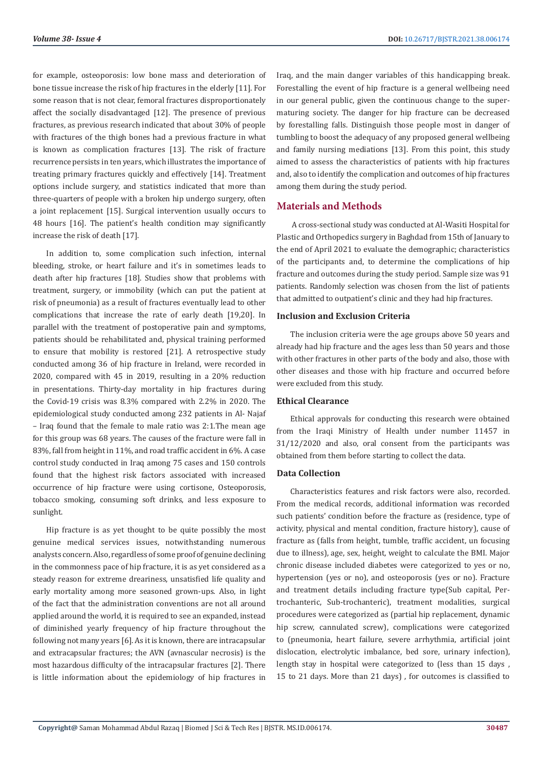for example, osteoporosis: low bone mass and deterioration of bone tissue increase the risk of hip fractures in the elderly [11]. For some reason that is not clear, femoral fractures disproportionately affect the socially disadvantaged [12]. The presence of previous fractures, as previous research indicated that about 30% of people with fractures of the thigh bones had a previous fracture in what is known as complication fractures [13]. The risk of fracture recurrence persists in ten years, which illustrates the importance of treating primary fractures quickly and effectively [14]. Treatment options include surgery, and statistics indicated that more than three-quarters of people with a broken hip undergo surgery, often a joint replacement [15]. Surgical intervention usually occurs to 48 hours [16]. The patient's health condition may significantly increase the risk of death [17].

In addition to, some complication such infection, internal bleeding, stroke, or heart failure and it's in sometimes leads to death after hip fractures [18]. Studies show that problems with treatment, surgery, or immobility (which can put the patient at risk of pneumonia) as a result of fractures eventually lead to other complications that increase the rate of early death [19,20]. In parallel with the treatment of postoperative pain and symptoms, patients should be rehabilitated and, physical training performed to ensure that mobility is restored [21]. A retrospective study conducted among 36 of hip fracture in Ireland, were recorded in 2020, compared with 45 in 2019, resulting in a 20% reduction in presentations. Thirty-day mortality in hip fractures during the Covid-19 crisis was 8.3% compared with 2.2% in 2020. The epidemiological study conducted among 232 patients in Al- Najaf – Iraq found that the female to male ratio was 2:1.The mean age for this group was 68 years. The causes of the fracture were fall in 83%, fall from height in 11%, and road traffic accident in 6%. A case control study conducted in Iraq among 75 cases and 150 controls found that the highest risk factors associated with increased occurrence of hip fracture were using cortisone, Osteoporosis, tobacco smoking, consuming soft drinks, and less exposure to sunlight.

Hip fracture is as yet thought to be quite possibly the most genuine medical services issues, notwithstanding numerous analysts concern. Also, regardless of some proof of genuine declining in the commonness pace of hip fracture, it is as yet considered as a steady reason for extreme dreariness, unsatisfied life quality and early mortality among more seasoned grown-ups. Also, in light of the fact that the administration conventions are not all around applied around the world, it is required to see an expanded, instead of diminished yearly frequency of hip fracture throughout the following not many years [6]. As it is known, there are intracapsular and extracapsular fractures; the AVN (avnascular necrosis) is the most hazardous difficulty of the intracapsular fractures [2]. There is little information about the epidemiology of hip fractures in Iraq, and the main danger variables of this handicapping break. Forestalling the event of hip fracture is a general wellbeing need in our general public, given the continuous change to the super-maturing society. The danger for hip fracture can be decreased by forestalling falls. Distinguish those people most in danger of tumbling to boost the adequacy of any proposed general wellbeing and family nursing mediations [13]. From this point, this study aimed to assess the characteristics of patients with hip fractures and, also to identify the complication and outcomes of hip fractures among them during the study period.

## Materials and Methods

A cross-sectional study was conducted at Al-Wasiti Hospital for Plastic and Orthopedics surgery in Baghdad from 15th of January to the end of April 2021 to evaluate the demographic; characteristics of the participants and, to determine the complications of hip fracture and outcomes during the study period. Sample size was 91 patients. Randomly selection was chosen from the list of patients that admitted to outpatient's clinic and they had hip fractures.

### Inclusion and Exclusion Criteria

The inclusion criteria were the age groups above 50 years and already had hip fracture and the ages less than 50 years and those with other fractures in other parts of the body and also, those with other diseases and those with hip fracture and occurred before were excluded from this study.

### Ethical Clearance

Ethical approvals for conducting this research were obtained from the Iraqi Ministry of Health under number 11457 in 31/12/2020 and also, oral consent from the participants was obtained from them before starting to collect the data.

### Data Collection

Characteristics features and risk factors were also, recorded. From the medical records, additional information was recorded such patients' condition before the fracture as (residence, type of activity, physical and mental condition, fracture history), cause of fracture as (falls from height, tumble, traffic accident, un focusing due to illness), age, sex, height, weight to calculate the BMI. Major chronic disease included diabetes were categorized to yes or no, hypertension (yes or no), and osteoporosis (yes or no). Fracture and treatment details including fracture type(Sub capital, Per-trochanteric, Sub-trochanteric), treatment modalities, surgical procedures were categorized as (partial hip replacement, dynamic hip screw, cannulated screw), complications were categorized to (pneumonia, heart failure, severe arrhythmia, artificial joint dislocation, electrolytic imbalance, bed sore, urinary infection), length stay in hospital were categorized to (less than 15 days , 15 to 21 days. More than 21 days) , for outcomes is classified to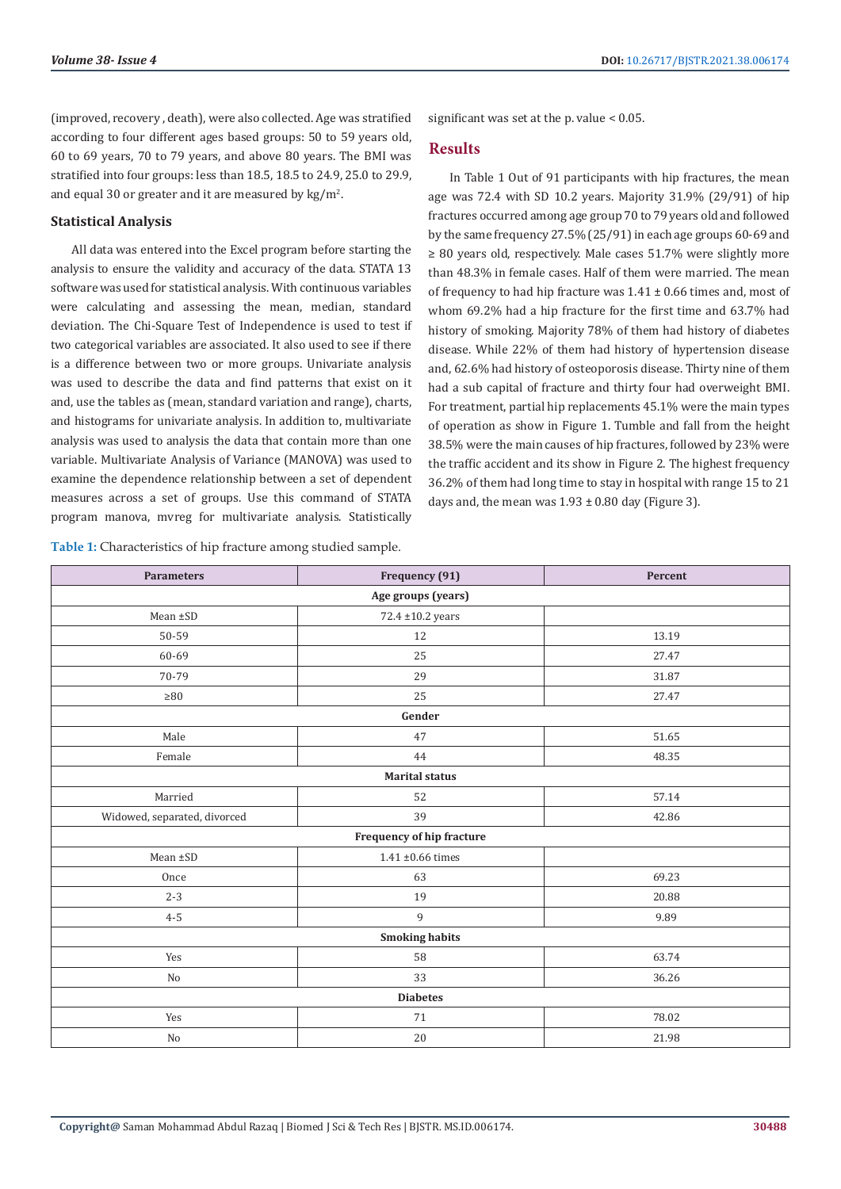(improved, recovery , death), were also collected. Age was stratified according to four different ages based groups: 50 to 59 years old, 60 to 69 years, 70 to 79 years, and above 80 years. The BMI was stratified into four groups: less than 18.5, 18.5 to 24.9, 25.0 to 29.9, and equal 30 or greater and it are measured by kg/m$^2$.

### Statistical Analysis

All data was entered into the Excel program before starting the analysis to ensure the validity and accuracy of the data. STATA 13 software was used for statistical analysis. With continuous variables were calculating and assessing the mean, median, standard deviation. The Chi-Square Test of Independence is used to test if two categorical variables are associated. It also used to see if there is a difference between two or more groups. Univariate analysis was used to describe the data and find patterns that exist on it and, use the tables as (mean, standard variation and range), charts, and histograms for univariate analysis. In addition to, multivariate analysis was used to analysis the data that contain more than one variable. Multivariate Analysis of Variance (MANOVA) was used to examine the dependence relationship between a set of dependent measures across a set of groups. Use this command of STATA program manova, mvreg for multivariate analysis. Statistically significant was set at the p. value < 0.05.

## Results

In Table 1 Out of 91 participants with hip fractures, the mean age was 72.4 with SD 10.2 years. Majority 31.9% (29/91) of hip fractures occurred among age group 70 to 79 years old and followed by the same frequency 27.5% (25/91) in each age groups 60-69 and ≥ 80 years old, respectively. Male cases 51.7% were slightly more than 48.3% in female cases. Half of them were married. The mean of frequency to had hip fracture was 1.41 ± 0.66 times and, most of whom 69.2% had a hip fracture for the first time and 63.7% had history of smoking. Majority 78% of them had history of diabetes disease. While 22% of them had history of hypertension disease and, 62.6% had history of osteoporosis disease. Thirty nine of them had a sub capital of fracture and thirty four had overweight BMI. For treatment, partial hip replacements 45.1% were the main types of operation as show in Figure 1. Tumble and fall from the height 38.5% were the main causes of hip fractures, followed by 23% were the traffic accident and its show in Figure 2. The highest frequency 36.2% of them had long time to stay in hospital with range 15 to 21 days and, the mean was 1.93 ± 0.80 day (Figure 3).

**Table 1:** Characteristics of hip fracture among studied sample.

| Parameters | Frequency (91) | Percent |
|---|---|---|
| **Age groups (years)** | | |
| Mean ±SD | 72.4 ±10.2 years | |
| 50-59 | 12 | 13.19 |
| 60-69 | 25 | 27.47 |
| 70-79 | 29 | 31.87 |
| ≥80 | 25 | 27.47 |
| **Gender** | | |
| Male | 47 | 51.65 |
| Female | 44 | 48.35 |
| **Marital status** | | |
| Married | 52 | 57.14 |
| Widowed, separated, divorced | 39 | 42.86 |
| **Frequency of hip fracture** | | |
| Mean ±SD | 1.41 ±0.66 times | |
| Once | 63 | 69.23 |
| 2-3 | 19 | 20.88 |
| 4-5 | 9 | 9.89 |
| **Smoking habits** | | |
| Yes | 58 | 63.74 |
| No | 33 | 36.26 |
| **Diabetes** | | |
| Yes | 71 | 78.02 |
| No | 20 | 21.98 |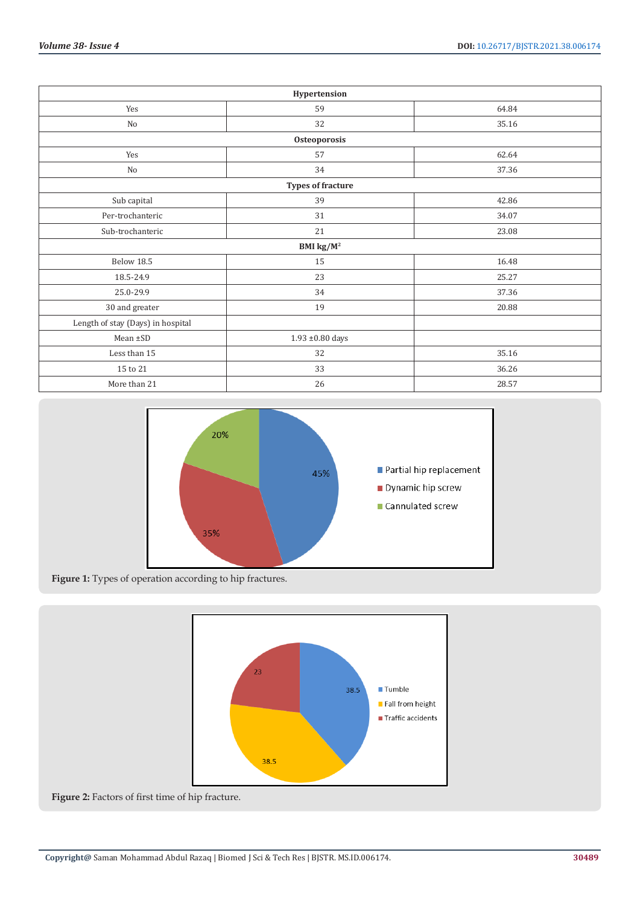| Hypertension | | |
|---|---|---|
| Yes | 59 | 64.84 |
| No | 32 | 35.16 |
| **Osteoporosis** | | |
| Yes | 57 | 62.64 |
| No | 34 | 37.36 |
| **Types of fracture** | | |
| Sub capital | 39 | 42.86 |
| Per-trochanteric | 31 | 34.07 |
| Sub-trochanteric | 21 | 23.08 |
| **BMI kg/M$^2$** | | |
| Below 18.5 | 15 | 16.48 |
| 18.5-24.9 | 23 | 25.27 |
| 25.0-29.9 | 34 | 37.36 |
| 30 and greater | 19 | 20.88 |
| Length of stay (Days) in hospital | | |
| Mean ±SD | 1.93 ±0.80 days | |
| Less than 15 | 32 | 35.16 |
| 15 to 21 | 33 | 36.26 |
| More than 21 | 26 | 28.57 |

**Figure 1:** Types of operation according to hip fractures.

**Figure 2:** Factors of first time of hip fracture.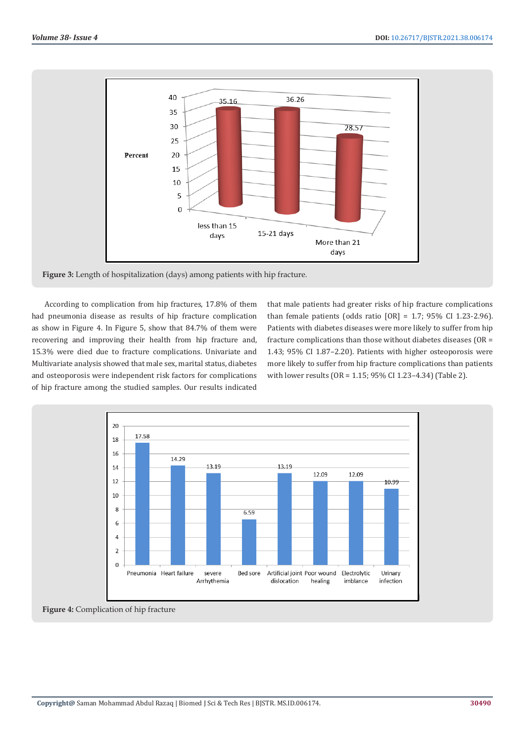Figure 3: Length of hospitalization (days) among patients with hip fracture.

According to complication from hip fractures, 17.8% of them had pneumonia disease as results of hip fracture complication as show in Figure 4. In Figure 5, show that 84.7% of them were recovering and improving their health from hip fracture and, 15.3% were died due to fracture complications. Univariate and Multivariate analysis showed that male sex, marital status, diabetes and osteoporosis were independent risk factors for complications of hip fracture among the studied samples. Our results indicated that male patients had greater risks of hip fracture complications than female patients (odds ratio [OR] = 1.7; 95% CI 1.23-2.96). Patients with diabetes diseases were more likely to suffer from hip fracture complications than those without diabetes diseases (OR = 1.43; 95% CI 1.87–2.20). Patients with higher osteoporosis were more likely to suffer from hip fracture complications than patients with lower results (OR = 1.15; 95% CI 1.23–4.34) (Table 2).

Figure 4: Complication of hip fracture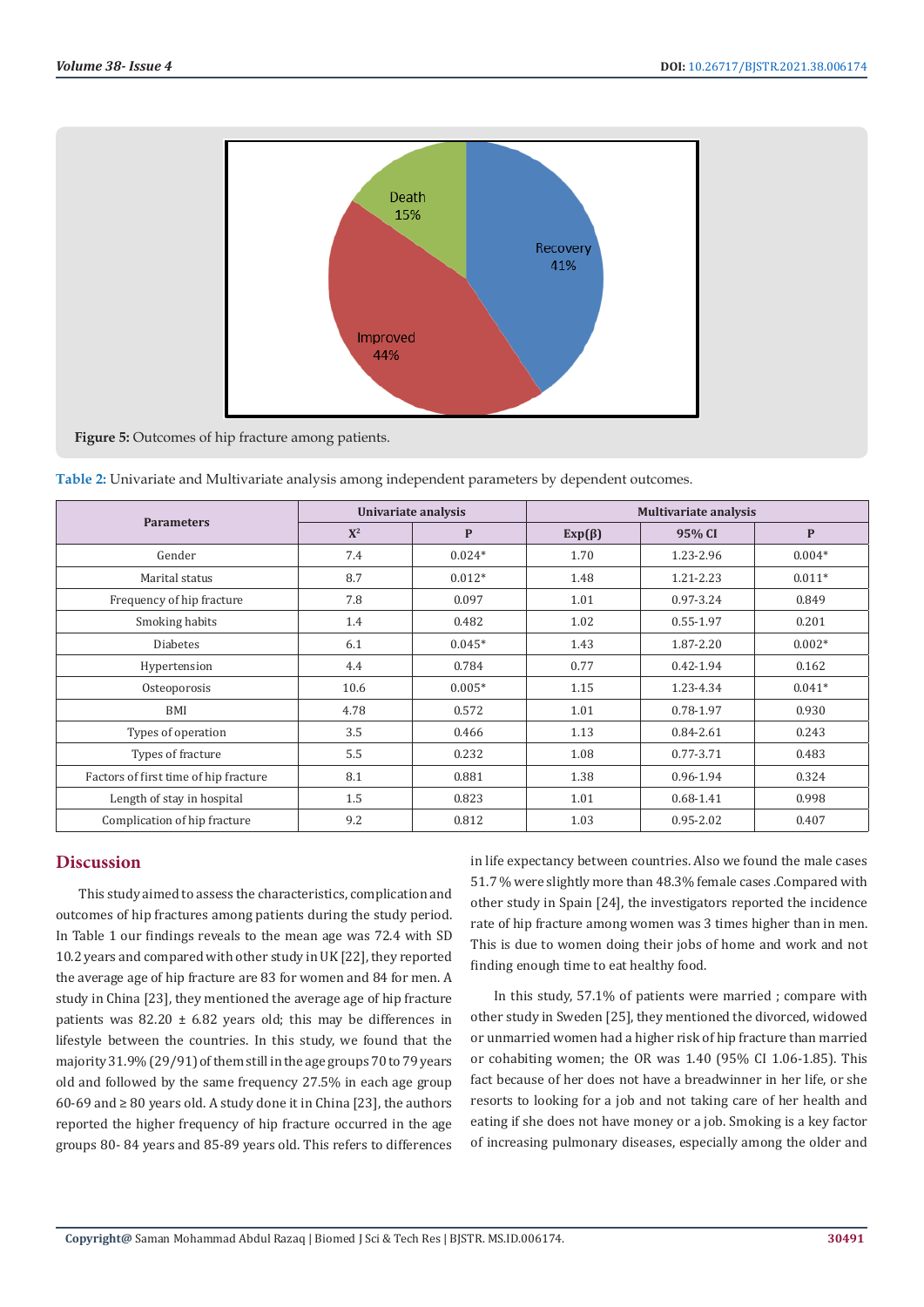Figure 5: Outcomes of hip fracture among patients.

**Table 2:** Univariate and Multivariate analysis among independent parameters by dependent outcomes.

| Parameters | Univariate analysis | | Multivariate analysis | | |
|---|---|---|---|---|---|
| | $X^2$ | P | Exp(β) | 95% CI | P |
| Gender | 7.4 | 0.024* | 1.70 | 1.23-2.96 | 0.004* |
| Marital status | 8.7 | 0.012* | 1.48 | 1.21-2.23 | 0.011* |
| Frequency of hip fracture | 7.8 | 0.097 | 1.01 | 0.97-3.24 | 0.849 |
| Smoking habits | 1.4 | 0.482 | 1.02 | 0.55-1.97 | 0.201 |
| Diabetes | 6.1 | 0.045* | 1.43 | 1.87-2.20 | 0.002* |
| Hypertension | 4.4 | 0.784 | 0.77 | 0.42-1.94 | 0.162 |
| Osteoporosis | 10.6 | 0.005* | 1.15 | 1.23-4.34 | 0.041* |
| BMI | 4.78 | 0.572 | 1.01 | 0.78-1.97 | 0.930 |
| Types of operation | 3.5 | 0.466 | 1.13 | 0.84-2.61 | 0.243 |
| Types of fracture | 5.5 | 0.232 | 1.08 | 0.77-3.71 | 0.483 |
| Factors of first time of hip fracture | 8.1 | 0.881 | 1.38 | 0.96-1.94 | 0.324 |
| Length of stay in hospital | 1.5 | 0.823 | 1.01 | 0.68-1.41 | 0.998 |
| Complication of hip fracture | 9.2 | 0.812 | 1.03 | 0.95-2.02 | 0.407 |

## Discussion

This study aimed to assess the characteristics, complication and outcomes of hip fractures among patients during the study period. In Table 1 our findings reveals to the mean age was 72.4 with SD 10.2 years and compared with other study in UK [22], they reported the average age of hip fracture are 83 for women and 84 for men. A study in China [23], they mentioned the average age of hip fracture patients was 82.20 ± 6.82 years old; this may be differences in lifestyle between the countries. In this study, we found that the majority 31.9% (29/91) of them still in the age groups 70 to 79 years old and followed by the same frequency 27.5% in each age group 60-69 and ≥ 80 years old. A study done it in China [23], the authors reported the higher frequency of hip fracture occurred in the age groups 80- 84 years and 85-89 years old. This refers to differences in life expectancy between countries. Also we found the male cases 51.7 % were slightly more than 48.3% female cases .Compared with other study in Spain [24], the investigators reported the incidence rate of hip fracture among women was 3 times higher than in men. This is due to women doing their jobs of home and work and not finding enough time to eat healthy food.

In this study, 57.1% of patients were married ; compare with other study in Sweden [25], they mentioned the divorced, widowed or unmarried women had a higher risk of hip fracture than married or cohabiting women; the OR was 1.40 (95% CI 1.06-1.85). This fact because of her does not have a breadwinner in her life, or she resorts to looking for a job and not taking care of her health and eating if she does not have money or a job. Smoking is a key factor of increasing pulmonary diseases, especially among the older and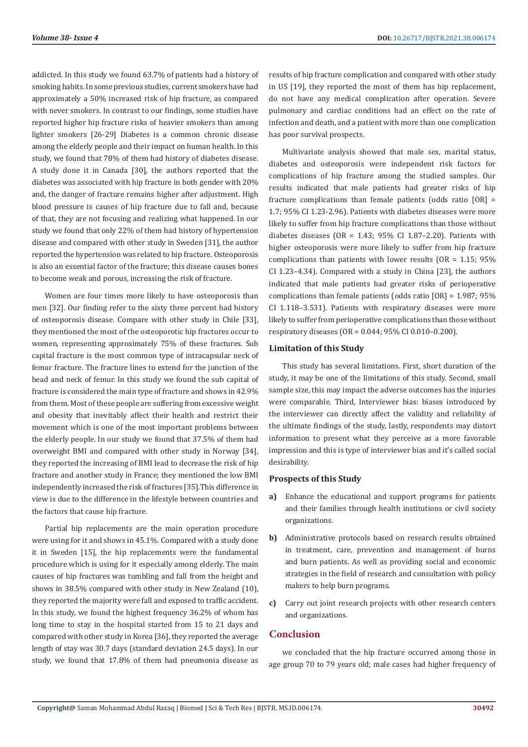addicted. In this study we found 63.7% of patients had a history of smoking habits. In some previous studies, current smokers have had approximately a 50% increased risk of hip fracture, as compared with never smokers. In contrast to our findings, some studies have reported higher hip fracture risks of heavier smokers than among lighter smokers [26-29] Diabetes is a common chronic disease among the elderly people and their impact on human health. In this study, we found that 78% of them had history of diabetes disease. A study done it in Canada [30], the authors reported that the diabetes was associated with hip fracture in both gender with 20% and, the danger of fracture remains higher after adjustment. High blood pressure is causes of hip fracture due to fall and, because of that, they are not focusing and realizing what happened. In our study we found that only 22% of them had history of hypertension disease and compared with other study in Sweden [31], the author reported the hypertension was related to hip fracture. Osteoporosis is also an essential factor of the fracture; this disease causes bones to become weak and porous, increasing the risk of fracture.

Women are four times more likely to have osteoporosis than men [32]. Our finding refer to the sixty three percent had history of osteoporosis disease. Compare with other study in Chile [33], they mentioned the most of the osteoporotic hip fractures occur to women, representing approximately 75% of these fractures. Sub capital fracture is the most common type of intracapsular neck of femur fracture. The fracture lines to extend for the junction of the head and neck of femur. In this study we found the sub capital of fracture is considered the main type of fracture and shows in 42.9% from them. Most of these people are suffering from excessive weight and obesity that inevitably affect their health and restrict their movement which is one of the most important problems between the elderly people. In our study we found that 37.5% of them had overweight BMI and compared with other study in Norway [34], they reported the increasing of BMI lead to decrease the risk of hip fracture and another study in France; they mentioned the low BMI independently increased the risk of fractures [35].This difference in view is due to the difference in the lifestyle between countries and the factors that cause hip fracture.

Partial hip replacements are the main operation procedure were using for it and shows in 45.1%. Compared with a study done it in Sweden [15], the hip replacements were the fundamental procedure which is using for it especially among elderly. The main causes of hip fractures was tumbling and fall from the height and shows in 38.5% compared with other study in New Zealand (10), they reported the majority were fall and exposed to traffic accident. In this study, we found the highest frequency 36.2% of whom has long time to stay in the hospital started from 15 to 21 days and compared with other study in Korea [36], they reported the average length of stay was 30.7 days (standard deviation 24.5 days). In our study, we found that 17.8% of them had pneumonia disease as results of hip fracture complication and compared with other study in US [19], they reported the most of them has hip replacement, do not have any medical complication after operation. Severe pulmonary and cardiac conditions had an effect on the rate of infection and death, and a patient with more than one complication has poor survival prospects.

Multivariate analysis showed that male sex, marital status, diabetes and osteoporosis were independent risk factors for complications of hip fracture among the studied samples. Our results indicated that male patients had greater risks of hip fracture complications than female patients (odds ratio [OR] = 1.7; 95% CI 1.23-2.96). Patients with diabetes diseases were more likely to suffer from hip fracture complications than those without diabetes diseases (OR = 1.43; 95% CI 1.87–2.20). Patients with higher osteoporosis were more likely to suffer from hip fracture complications than patients with lower results (OR = 1.15; 95% CI 1.23–4.34). Compared with a study in China [23], the authors indicated that male patients had greater risks of perioperative complications than female patients (odds ratio [OR] = 1.987; 95% CI 1.118–3.531). Patients with respiratory diseases were more likely to suffer from perioperative complications than those without respiratory diseases (OR = 0.044; 95% CI 0.010–0.200).

### Limitation of this Study

This study has several limitations. First, short duration of the study, it may be one of the limitations of this study. Second, small sample size, this may impact the adverse outcomes has the injuries were comparable. Third, Interviewer bias: biases introduced by the interviewer can directly affect the validity and reliability of the ultimate findings of the study, lastly, respondents may distort information to present what they perceive as a more favorable impression and this is type of interviewer bias and it's called social desirability.

### Prospects of this Study

a) Enhance the educational and support programs for patients and their families through health institutions or civil society organizations.

b) Administrative protocols based on research results obtained in treatment, care, prevention and management of burns and burn patients. As well as providing social and economic strategies in the field of research and consultation with policy makers to help burn programs.

c) Carry out joint research projects with other research centers and organizations.

## Conclusion

we concluded that the hip fracture occurred among those in age group 70 to 79 years old; male cases had higher frequency of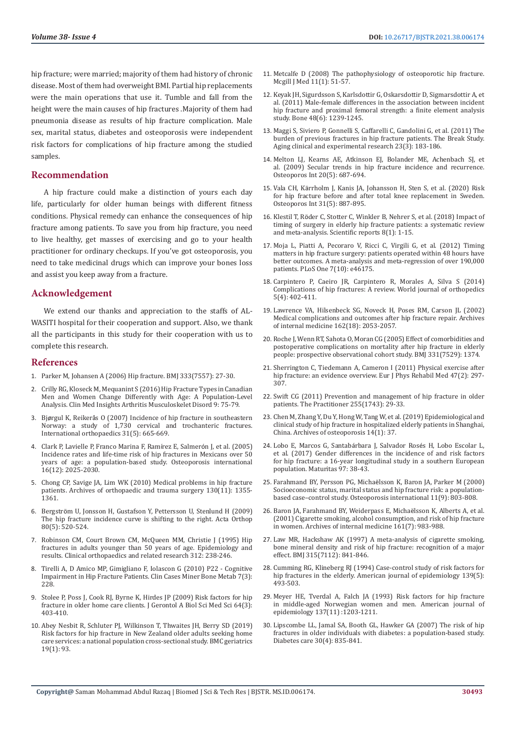hip fracture; were married; majority of them had history of chronic disease. Most of them had overweight BMI. Partial hip replacements were the main operations that use it. Tumble and fall from the height were the main causes of hip fractures .Majority of them had pneumonia disease as results of hip fracture complication. Male sex, marital status, diabetes and osteoporosis were independent risk factors for complications of hip fracture among the studied samples.

## Recommendation

A hip fracture could make a distinction of yours each day life, particularly for older human beings with different fitness conditions. Physical remedy can enhance the consequences of hip fracture among patients. To save you from hip fracture, you need to live healthy, get masses of exercising and go to your health practitioner for ordinary checkups. If you've got osteoporosis, you need to take medicinal drugs which can improve your bones loss and assist you keep away from a fracture.

## Acknowledgement

We extend our thanks and appreciation to the staffs of AL-WASITI hospital for their cooperation and support. Also, we thank all the participants in this study for their cooperation with us to complete this research.

## References

1. Parker M, Johansen A (2006) Hip fracture. BMJ 333(7557): 27-30.
2. Crilly RG, Kloseck M, Mequanint S (2016) Hip Fracture Types in Canadian Men and Women Change Differently with Age: A Population-Level Analysis. Clin Med Insights Arthritis Musculoskelet Disord 9: 75-79.
3. Bjørgul K, Reikerås O (2007) Incidence of hip fracture in southeastern Norway: a study of 1,730 cervical and trochanteric fractures. International orthopaedics 31(5): 665-669.
4. Clark P, Lavielle P, Franco Marina F, Ramírez E, Salmerón J, et al. (2005) Incidence rates and life-time risk of hip fractures in Mexicans over 50 years of age: a population-based study. Osteoporosis international 16(12): 2025-2030.
5. Chong CP, Savige JA, Lim WK (2010) Medical problems in hip fracture patients. Archives of orthopaedic and trauma surgery 130(11): 1355-1361.
6. Bergström U, Jonsson H, Gustafson Y, Pettersson U, Stenlund H (2009) The hip fracture incidence curve is shifting to the right. Acta Orthop 80(5): 520-524.
7. Robinson CM, Court Brown CM, McQueen MM, Christie J (1995) Hip fractures in adults younger than 50 years of age. Epidemiology and results. Clinical orthopaedics and related research 312: 238-246.
8. Tirelli A, D Amico MP, Gimigliano F, Iolascon G (2010) P22 - Cognitive Impairment in Hip Fracture Patients. Clin Cases Miner Bone Metab 7(3): 228.
9. Stolee P, Poss J, Cook RJ, Byrne K, Hirdes JP (2009) Risk factors for hip fracture in older home care clients. J Gerontol A Biol Sci Med Sci 64(3): 403-410.
10. Abey Nesbit R, Schluter PJ, Wilkinson T, Thwaites JH, Berry SD (2019) Risk factors for hip fracture in New Zealand older adults seeking home care services: a national population cross-sectional study. BMC geriatrics 19(1): 93.
11. Metcalfe D (2008) The pathophysiology of osteoporotic hip fracture. Mcgill J Med 11(1): 51-57.
12. Keyak JH, Sigurdsson S, Karlsdottir G, Oskarsdottir D, Sigmarsdottir A, et al. (2011) Male-female differences in the association between incident hip fracture and proximal femoral strength: a finite element analysis study. Bone 48(6): 1239-1245.
13. Maggi S, Siviero P, Gonnelli S, Caffarelli C, Gandolini G, et al. (2011) The burden of previous fractures in hip fracture patients. The Break Study. Aging clinical and experimental research 23(3): 183-186.
14. Melton LJ, Kearns AE, Atkinson EJ, Bolander ME, Achenbach SJ, et al. (2009) Secular trends in hip fracture incidence and recurrence. Osteoporos Int 20(5): 687-694.
15. Vala CH, Kärrholm J, Kanis JA, Johansson H, Sten S, et al. (2020) Risk for hip fracture before and after total knee replacement in Sweden. Osteoporos Int 31(5): 887-895.
16. Klestil T, Röder C, Stotter C, Winkler B, Nehrer S, et al. (2018) Impact of timing of surgery in elderly hip fracture patients: a systematic review and meta-analysis. Scientific reports 8(1): 1-15.
17. Moja L, Piatti A, Pecoraro V, Ricci C, Virgili G, et al. (2012) Timing matters in hip fracture surgery: patients operated within 48 hours have better outcomes. A meta-analysis and meta-regression of over 190,000 patients. PLoS One 7(10): e46175.
18. Carpintero P, Caeiro JR, Carpintero R, Morales A, Silva S (2014) Complications of hip fractures: A review. World journal of orthopedics 5(4): 402-411.
19. Lawrence VA, Hilsenbeck SG, Noveck H, Poses RM, Carson JL (2002) Medical complications and outcomes after hip fracture repair. Archives of internal medicine 162(18): 2053-2057.
20. Roche J, Wenn RT, Sahota O, Moran CG (2005) Effect of comorbidities and postoperative complications on mortality after hip fracture in elderly people: prospective observational cohort study. BMJ 331(7529): 1374.
21. Sherrington C, Tiedemann A, Cameron I (2011) Physical exercise after hip fracture: an evidence overview. Eur J Phys Rehabil Med 47(2): 297-307.
22. Swift CG (2011) Prevention and management of hip fracture in older patients. The Practitioner 255(1743): 29-33.
23. Chen M, Zhang Y, Du Y, Hong W, Tang W, et al. (2019) Epidemiological and clinical study of hip fracture in hospitalized elderly patients in Shanghai, China. Archives of osteoporosis 14(1): 37.
24. Lobo E, Marcos G, Santabárbara J, Salvador Rosés H, Lobo Escolar L, et al. (2017) Gender differences in the incidence of and risk factors for hip fracture: a 16-year longitudinal study in a southern European population. Maturitas 97: 38-43.
25. Farahmand BY, Persson PG, Michaëlsson K, Baron JA, Parker M (2000) Socioeconomic status, marital status and hip fracture risk: a population-based case–control study. Osteoporosis international 11(9): 803-808.
26. Baron JA, Farahmand BY, Weiderpass E, Michaëlsson K, Alberts A, et al. (2001) Cigarette smoking, alcohol consumption, and risk of hip fracture in women. Archives of internal medicine 161(7): 983-988.
27. Law MR, Hackshaw AK (1997) A meta-analysis of cigarette smoking, bone mineral density and risk of hip fracture: recognition of a major effect. BMJ 315(7112): 841-846.
28. Cumming RG, Klineberg RJ (1994) Case-control study of risk factors for hip fractures in the elderly. American journal of epidemiology 139(5): 493-503.
29. Meyer HE, Tverdal A, Falch JA (1993) Risk factors for hip fracture in middle-aged Norwegian women and men. American journal of epidemiology 137(11) :1203-1211.
30. Lipscombe LL, Jamal SA, Booth GL, Hawker GA (2007) The risk of hip fractures in older individuals with diabetes: a population-based study. Diabetes care 30(4): 835-841.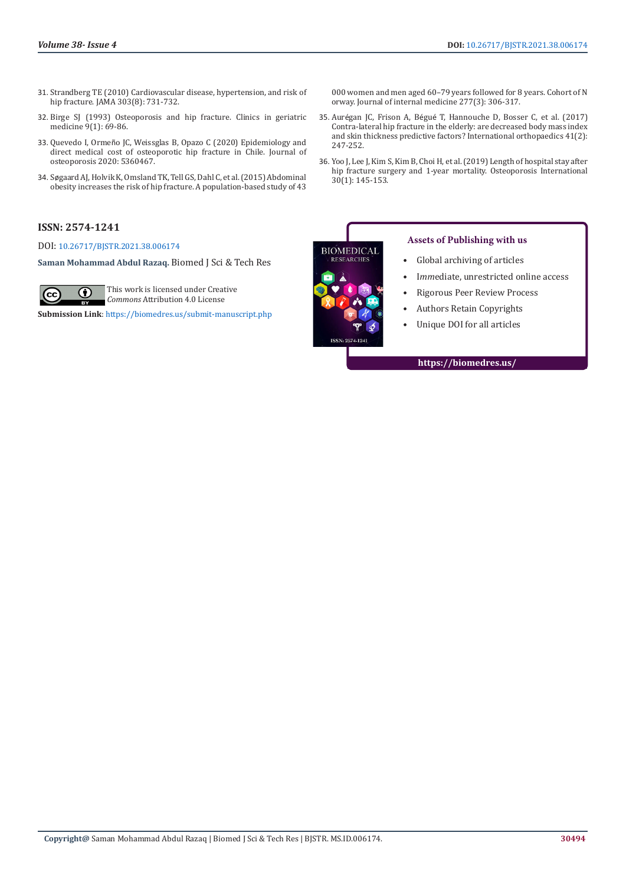31. Strandberg TE (2010) Cardiovascular disease, hypertension, and risk of hip fracture. JAMA 303(8): 731-732.
32. Birge SJ (1993) Osteoporosis and hip fracture. Clinics in geriatric medicine 9(1): 69-86.
33. Quevedo I, Ormeño JC, Weissglas B, Opazo C (2020) Epidemiology and direct medical cost of osteoporotic hip fracture in Chile. Journal of osteoporosis 2020: 5360467.
34. Søgaard AJ, Holvik K, Omsland TK, Tell GS, Dahl C, et al. (2015) Abdominal obesity increases the risk of hip fracture. A population-based study of 43 000 women and men aged 60–79 years followed for 8 years. Cohort of N orway. Journal of internal medicine 277(3): 306-317.
35. Aurégan JC, Frison A, Bégué T, Hannouche D, Bosser C, et al. (2017) Contra-lateral hip fracture in the elderly: are decreased body mass index and skin thickness predictive factors? International orthopaedics 41(2): 247-252.
36. Yoo J, Lee J, Kim S, Kim B, Choi H, et al. (2019) Length of hospital stay after hip fracture surgery and 1-year mortality. Osteoporosis International 30(1): 145-153.

**ISSN: 2574-1241**

DOI: 10.26717/BJSTR.2021.38.006174

**Saman Mohammad Abdul Razaq.** Biomed J Sci & Tech Res

This work is licensed under Creative *Commons* Attribution 4.0 License

**Submission Link**: https://biomedres.us/submit-manuscript.php

**Assets of Publishing with us**

- Global archiving of articles
- Immediate, unrestricted online access
- Rigorous Peer Review Process
- Authors Retain Copyrights
- Unique DOI for all articles

**https://biomedres.us/**